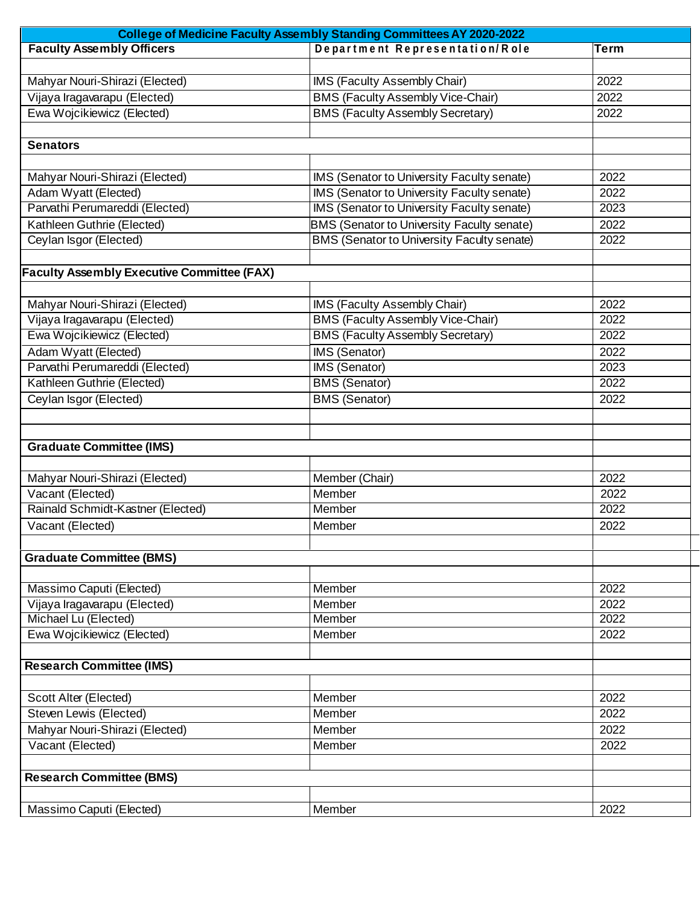| College of Medicine Faculty Assembly Standing Committees AY 2020-2022 | | |
|---|---|---|
| **Faculty Assembly Officers** | **Department Representation/Role** | **Term** |
| | | |
| Mahyar Nouri-Shirazi (Elected) | IMS (Faculty Assembly Chair) | 2022 |
| Vijaya Iragavarapu (Elected) | BMS (Faculty Assembly Vice-Chair) | 2022 |
| Ewa Wojcikiewicz (Elected) | BMS (Faculty Assembly Secretary) | 2022 |
| | | |
| **Senators** | | |
| | | |
| Mahyar Nouri-Shirazi (Elected) | IMS (Senator to University Faculty senate) | 2022 |
| Adam Wyatt (Elected) | IMS (Senator to University Faculty senate) | 2022 |
| Parvathi Perumareddi (Elected) | IMS (Senator to University Faculty senate) | 2023 |
| Kathleen Guthrie (Elected) | BMS (Senator to University Faculty senate) | 2022 |
| Ceylan Isgor (Elected) | BMS (Senator to University Faculty senate) | 2022 |
| | | |
| **Faculty Assembly Executive Committee (FAX)** | | |
| | | |
| Mahyar Nouri-Shirazi (Elected) | IMS (Faculty Assembly Chair) | 2022 |
| Vijaya Iragavarapu (Elected) | BMS (Faculty Assembly Vice-Chair) | 2022 |
| Ewa Wojcikiewicz (Elected) | BMS (Faculty Assembly Secretary) | 2022 |
| Adam Wyatt (Elected) | IMS (Senator) | 2022 |
| Parvathi Perumareddi (Elected) | IMS (Senator) | 2023 |
| Kathleen Guthrie (Elected) | BMS (Senator) | 2022 |
| Ceylan Isgor (Elected) | BMS (Senator) | 2022 |
| | | |
| | | |
| **Graduate Committee (IMS)** | | |
| | | |
| Mahyar Nouri-Shirazi (Elected) | Member (Chair) | 2022 |
| Vacant (Elected) | Member | 2022 |
| Rainald Schmidt-Kastner (Elected) | Member | 2022 |
| Vacant (Elected) | Member | 2022 |
| | | |
| **Graduate Committee (BMS)** | | |
| | | |
| Massimo Caputi (Elected) | Member | 2022 |
| Vijaya Iragavarapu (Elected) | Member | 2022 |
| Michael Lu (Elected) | Member | 2022 |
| Ewa Wojcikiewicz (Elected) | Member | 2022 |
| | | |
| **Research Committee (IMS)** | | |
| | | |
| Scott Alter (Elected) | Member | 2022 |
| Steven Lewis (Elected) | Member | 2022 |
| Mahyar Nouri-Shirazi (Elected) | Member | 2022 |
| Vacant (Elected) | Member | 2022 |
| | | |
| **Research Committee (BMS)** | | |
| | | |
| Massimo Caputi (Elected) | Member | 2022 |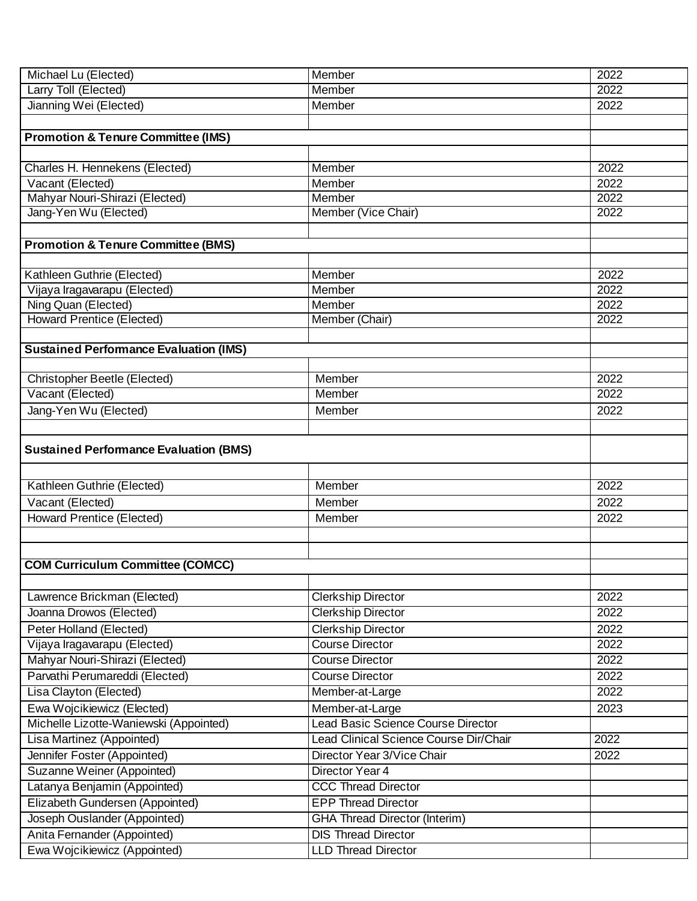| | | |
|---|---|---|
| Michael Lu (Elected) | Member | 2022 |
| Larry Toll (Elected) | Member | 2022 |
| Jianning Wei (Elected) | Member | 2022 |
| | | |
| **Promotion & Tenure Committee (IMS)** | | |
| | | |
| Charles H. Hennekens (Elected) | Member | 2022 |
| Vacant (Elected) | Member | 2022 |
| Mahyar Nouri-Shirazi (Elected) | Member | 2022 |
| Jang-Yen Wu (Elected) | Member (Vice Chair) | 2022 |
| | | |
| **Promotion & Tenure Committee (BMS)** | | |
| | | |
| Kathleen Guthrie (Elected) | Member | 2022 |
| Vijaya Iragavarapu (Elected) | Member | 2022 |
| Ning Quan (Elected) | Member | 2022 |
| Howard Prentice (Elected) | Member (Chair) | 2022 |
| | | |
| **Sustained Performance Evaluation (IMS)** | | |
| | | |
| Christopher Beetle (Elected) | Member | 2022 |
| Vacant (Elected) | Member | 2022 |
| Jang-Yen Wu (Elected) | Member | 2022 |
| | | |
| **Sustained Performance Evaluation (BMS)** | | |
| | | |
| Kathleen Guthrie (Elected) | Member | 2022 |
| Vacant (Elected) | Member | 2022 |
| Howard Prentice (Elected) | Member | 2022 |
| | | |
| | | |
| **COM Curriculum Committee (COMCC)** | | |
| | | |
| Lawrence Brickman (Elected) | Clerkship Director | 2022 |
| Joanna Drowos (Elected) | Clerkship Director | 2022 |
| Peter Holland (Elected) | Clerkship Director | 2022 |
| Vijaya Iragavarapu (Elected) | Course Director | 2022 |
| Mahyar Nouri-Shirazi (Elected) | Course Director | 2022 |
| Parvathi Perumareddi (Elected) | Course Director | 2022 |
| Lisa Clayton (Elected) | Member-at-Large | 2022 |
| Ewa Wojcikiewicz (Elected) | Member-at-Large | 2023 |
| Michelle Lizotte-Waniewski (Appointed) | Lead Basic Science Course Director | |
| Lisa Martinez (Appointed) | Lead Clinical Science Course Dir/Chair | 2022 |
| Jennifer Foster (Appointed) | Director Year 3/Vice Chair | 2022 |
| Suzanne Weiner (Appointed) | Director Year 4 | |
| Latanya Benjamin (Appointed) | CCC Thread Director | |
| Elizabeth Gundersen (Appointed) | EPP Thread Director | |
| Joseph Ouslander (Appointed) | GHA Thread Director (Interim) | |
| Anita Fernander (Appointed) | DIS Thread Director | |
| Ewa Wojcikiewicz (Appointed) | LLD Thread Director | |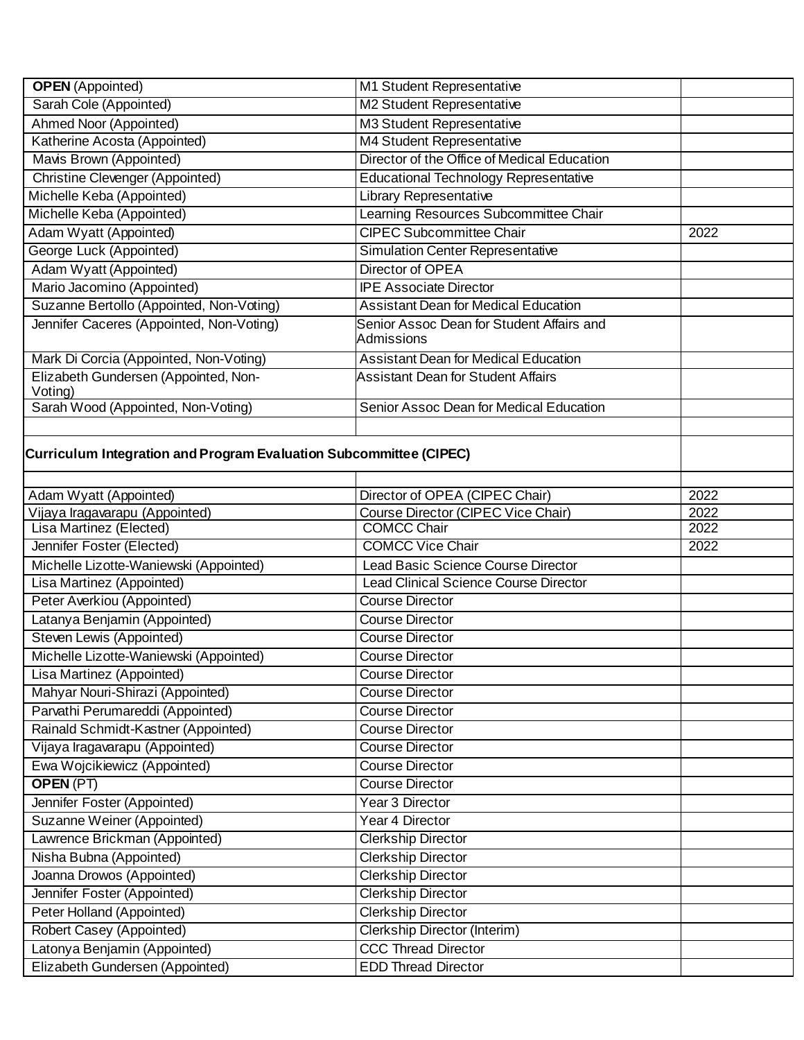| | | |
|---|---|---|
| **OPEN** (Appointed) | M1 Student Representative | |
| Sarah Cole (Appointed) | M2 Student Representative | |
| Ahmed Noor (Appointed) | M3 Student Representative | |
| Katherine Acosta (Appointed) | M4 Student Representative | |
| Mavis Brown (Appointed) | Director of the Office of Medical Education | |
| Christine Clevenger (Appointed) | Educational Technology Representative | |
| Michelle Keba (Appointed) | Library Representative | |
| Michelle Keba (Appointed) | Learning Resources Subcommittee Chair | |
| Adam Wyatt (Appointed) | CIPEC Subcommittee Chair | 2022 |
| George Luck (Appointed) | Simulation Center Representative | |
| Adam Wyatt (Appointed) | Director of OPEA | |
| Mario Jacomino (Appointed) | IPE Associate Director | |
| Suzanne Bertollo (Appointed, Non-Voting) | Assistant Dean for Medical Education | |
| Jennifer Caceres (Appointed, Non-Voting) | Senior Assoc Dean for Student Affairs and Admissions | |
| Mark Di Corcia (Appointed, Non-Voting) | Assistant Dean for Medical Education | |
| Elizabeth Gundersen (Appointed, Non-Voting) | Assistant Dean for Student Affairs | |
| Sarah Wood (Appointed, Non-Voting) | Senior Assoc Dean for Medical Education | |
| | | |
| **Curriculum Integration and Program Evaluation Subcommittee (CIPEC)** | | |
| | | |
| Adam Wyatt (Appointed) | Director of OPEA (CIPEC Chair) | 2022 |
| Vijaya Iragavarapu (Appointed) | Course Director (CIPEC Vice Chair) | 2022 |
| Lisa Martinez (Elected) | COMCC Chair | 2022 |
| Jennifer Foster (Elected) | COMCC Vice Chair | 2022 |
| Michelle Lizotte-Waniewski (Appointed) | Lead Basic Science Course Director | |
| Lisa Martinez (Appointed) | Lead Clinical Science Course Director | |
| Peter Averkiou (Appointed) | Course Director | |
| Latanya Benjamin (Appointed) | Course Director | |
| Steven Lewis (Appointed) | Course Director | |
| Michelle Lizotte-Waniewski (Appointed) | Course Director | |
| Lisa Martinez (Appointed) | Course Director | |
| Mahyar Nouri-Shirazi (Appointed) | Course Director | |
| Parvathi Perumareddi (Appointed) | Course Director | |
| Rainald Schmidt-Kastner (Appointed) | Course Director | |
| Vijaya Iragavarapu (Appointed) | Course Director | |
| Ewa Wojcikiewicz (Appointed) | Course Director | |
| **OPEN** (PT) | Course Director | |
| Jennifer Foster (Appointed) | Year 3 Director | |
| Suzanne Weiner (Appointed) | Year 4 Director | |
| Lawrence Brickman (Appointed) | Clerkship Director | |
| Nisha Bubna (Appointed) | Clerkship Director | |
| Joanna Drowos (Appointed) | Clerkship Director | |
| Jennifer Foster (Appointed) | Clerkship Director | |
| Peter Holland (Appointed) | Clerkship Director | |
| Robert Casey (Appointed) | Clerkship Director (Interim) | |
| Latonya Benjamin (Appointed) | CCC Thread Director | |
| Elizabeth Gundersen (Appointed) | EDD Thread Director | |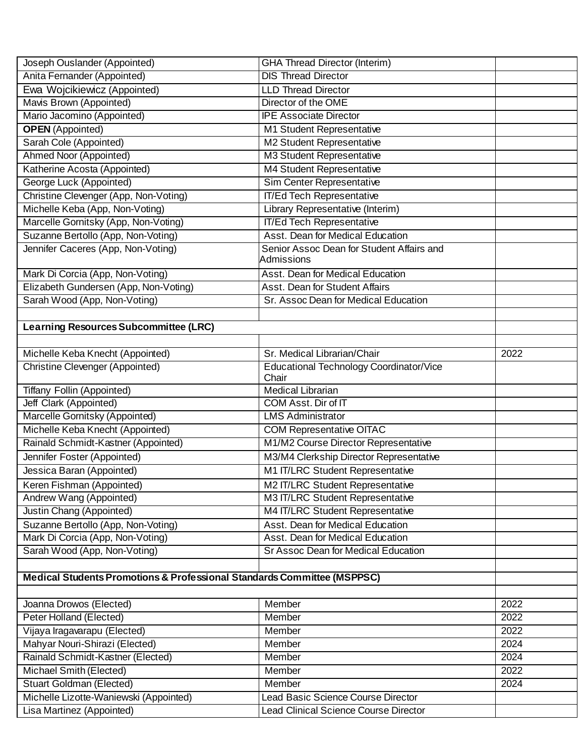| | | |
|---|---|---|
| Joseph Ouslander (Appointed) | GHA Thread Director (Interim) | |
| Anita Fernander (Appointed) | DIS Thread Director | |
| Ewa Wojcikiewicz (Appointed) | LLD Thread Director | |
| Mavis Brown (Appointed) | Director of the OME | |
| Mario Jacomino (Appointed) | IPE Associate Director | |
| **OPEN** (Appointed) | M1 Student Representative | |
| Sarah Cole (Appointed) | M2 Student Representative | |
| Ahmed Noor (Appointed) | M3 Student Representative | |
| Katherine Acosta (Appointed) | M4 Student Representative | |
| George Luck (Appointed) | Sim Center Representative | |
| Christine Clevenger (App, Non-Voting) | IT/Ed Tech Representative | |
| Michelle Keba (App, Non-Voting) | Library Representative (Interim) | |
| Marcelle Gornitsky (App, Non-Voting) | IT/Ed Tech Representative | |
| Suzanne Bertollo (App, Non-Voting) | Asst. Dean for Medical Education | |
| Jennifer Caceres (App, Non-Voting) | Senior Assoc Dean for Student Affairs and Admissions | |
| Mark Di Corcia (App, Non-Voting) | Asst. Dean for Medical Education | |
| Elizabeth Gundersen (App, Non-Voting) | Asst. Dean for Student Affairs | |
| Sarah Wood (App, Non-Voting) | Sr. Assoc Dean for Medical Education | |
| | | |
| **Learning Resources Subcommittee (LRC)** | | |
| | | |
| Michelle Keba Knecht (Appointed) | Sr. Medical Librarian/Chair | 2022 |
| Christine Clevenger (Appointed) | Educational Technology Coordinator/Vice Chair | |
| Tiffany Follin (Appointed) | Medical Librarian | |
| Jeff Clark (Appointed) | COM Asst. Dir of IT | |
| Marcelle Gornitsky (Appointed) | LMS Administrator | |
| Michelle Keba Knecht (Appointed) | COM Representative OITAC | |
| Rainald Schmidt-Kastner (Appointed) | M1/M2 Course Director Representative | |
| Jennifer Foster (Appointed) | M3/M4 Clerkship Director Representative | |
| Jessica Baran (Appointed) | M1 IT/LRC Student Representative | |
| Keren Fishman (Appointed) | M2 IT/LRC Student Representative | |
| Andrew Wang (Appointed) | M3 IT/LRC Student Representative | |
| Justin Chang (Appointed) | M4 IT/LRC Student Representative | |
| Suzanne Bertollo (App, Non-Voting) | Asst. Dean for Medical Education | |
| Mark Di Corcia (App, Non-Voting) | Asst. Dean for Medical Education | |
| Sarah Wood (App, Non-Voting) | Sr Assoc Dean for Medical Education | |
| | | |
| **Medical Students Promotions & Professional Standards Committee (MSPPSC)** | | |
| | | |
| Joanna Drowos (Elected) | Member | 2022 |
| Peter Holland (Elected) | Member | 2022 |
| Vijaya Iragavarapu (Elected) | Member | 2022 |
| Mahyar Nouri-Shirazi (Elected) | Member | 2024 |
| Rainald Schmidt-Kastner (Elected) | Member | 2024 |
| Michael Smith (Elected) | Member | 2022 |
| Stuart Goldman (Elected) | Member | 2024 |
| Michelle Lizotte-Waniewski (Appointed) | Lead Basic Science Course Director | |
| Lisa Martinez (Appointed) | Lead Clinical Science Course Director | |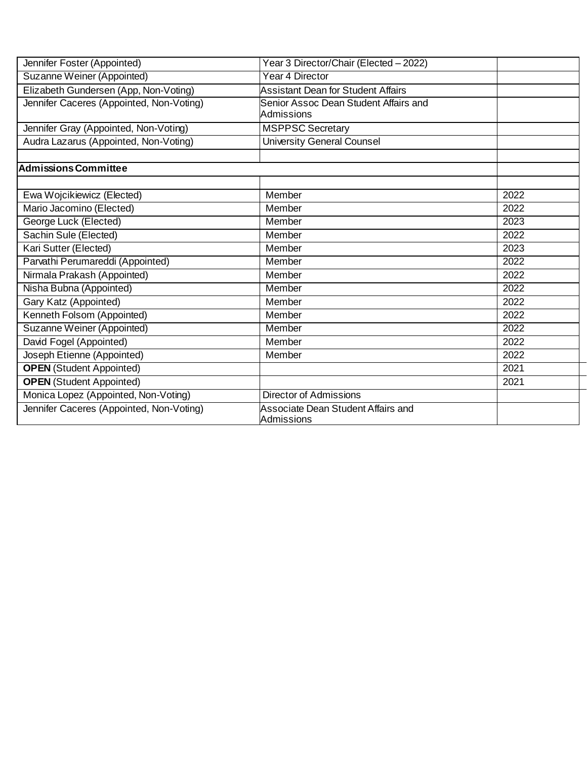| | | |
|---|---|---|
| Jennifer Foster (Appointed) | Year 3 Director/Chair (Elected – 2022) | |
| Suzanne Weiner (Appointed) | Year 4 Director | |
| Elizabeth Gundersen (App, Non-Voting) | Assistant Dean for Student Affairs | |
| Jennifer Caceres (Appointed, Non-Voting) | Senior Assoc Dean Student Affairs and Admissions | |
| Jennifer Gray (Appointed, Non-Voting) | MSPPSC Secretary | |
| Audra Lazarus (Appointed, Non-Voting) | University General Counsel | |
| | | |
| **Admissions Committee** | | |
| | | |
| Ewa Wojcikiewicz (Elected) | Member | 2022 |
| Mario Jacomino (Elected) | Member | 2022 |
| George Luck (Elected) | Member | 2023 |
| Sachin Sule (Elected) | Member | 2022 |
| Kari Sutter (Elected) | Member | 2023 |
| Parvathi Perumareddi (Appointed) | Member | 2022 |
| Nirmala Prakash (Appointed) | Member | 2022 |
| Nisha Bubna (Appointed) | Member | 2022 |
| Gary Katz (Appointed) | Member | 2022 |
| Kenneth Folsom (Appointed) | Member | 2022 |
| Suzanne Weiner (Appointed) | Member | 2022 |
| David Fogel (Appointed) | Member | 2022 |
| Joseph Etienne (Appointed) | Member | 2022 |
| **OPEN** (Student Appointed) | | 2021 |
| **OPEN** (Student Appointed) | | 2021 |
| Monica Lopez (Appointed, Non-Voting) | Director of Admissions | |
| Jennifer Caceres (Appointed, Non-Voting) | Associate Dean Student Affairs and Admissions | |